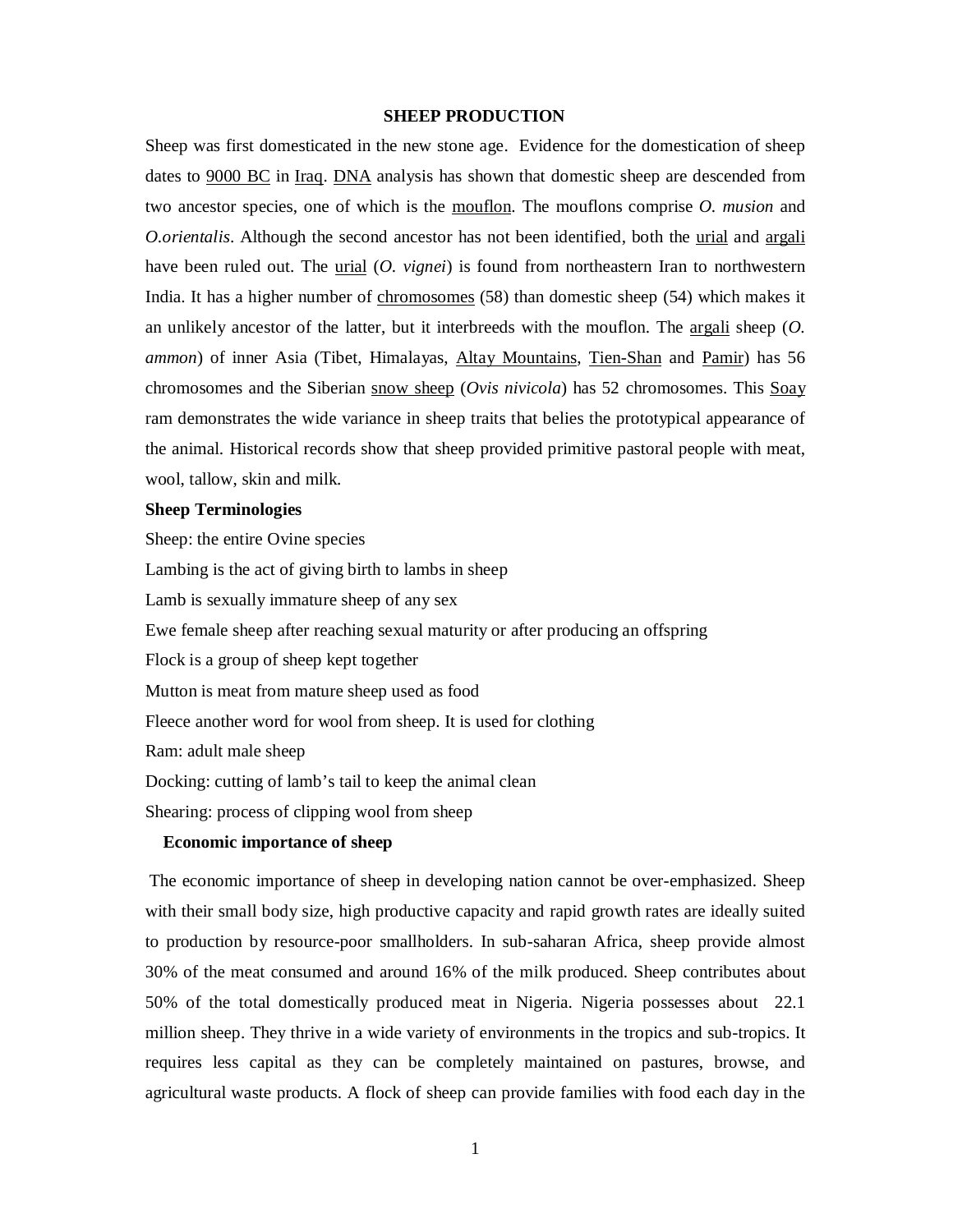# SHEEP PRODUCTION

Sheep was first domesticated in the new stone age. Evidence for the domestication of sheep dates to 9000 BC in Iraq. DNA analysis has shown that domestic sheep are descended from two ancestor species, one of which is the mouflon. The mouflons comprise *O. musion* and *O.orientalis*. Although the second ancestor has not been identified, both the urial and argali have been ruled out. The urial (*O. vignei*) is found from northeastern Iran to northwestern India. It has a higher number of chromosomes (58) than domestic sheep (54) which makes it an unlikely ancestor of the latter, but it interbreeds with the mouflon. The argali sheep (*O. ammon*) of inner Asia (Tibet, Himalayas, Altay Mountains, Tien-Shan and Pamir) has 56 chromosomes and the Siberian snow sheep (*Ovis nivicola*) has 52 chromosomes. This Soay ram demonstrates the wide variance in sheep traits that belies the prototypical appearance of the animal. Historical records show that sheep provided primitive pastoral people with meat, wool, tallow, skin and milk.

**Sheep Terminologies**

Sheep: the entire Ovine species

Lambing is the act of giving birth to lambs in sheep

Lamb is sexually immature sheep of any sex

Ewe female sheep after reaching sexual maturity or after producing an offspring

Flock is a group of sheep kept together

Mutton is meat from mature sheep used as food

Fleece another word for wool from sheep. It is used for clothing

Ram: adult male sheep

Docking: cutting of lamb's tail to keep the animal clean

Shearing: process of clipping wool from sheep

**Economic importance of sheep**

The economic importance of sheep in developing nation cannot be over-emphasized. Sheep with their small body size, high productive capacity and rapid growth rates are ideally suited to production by resource-poor smallholders. In sub-saharan Africa, sheep provide almost 30% of the meat consumed and around 16% of the milk produced. Sheep contributes about 50% of the total domestically produced meat in Nigeria. Nigeria possesses about 22.1 million sheep. They thrive in a wide variety of environments in the tropics and sub-tropics. It requires less capital as they can be completely maintained on pastures, browse, and agricultural waste products. A flock of sheep can provide families with food each day in the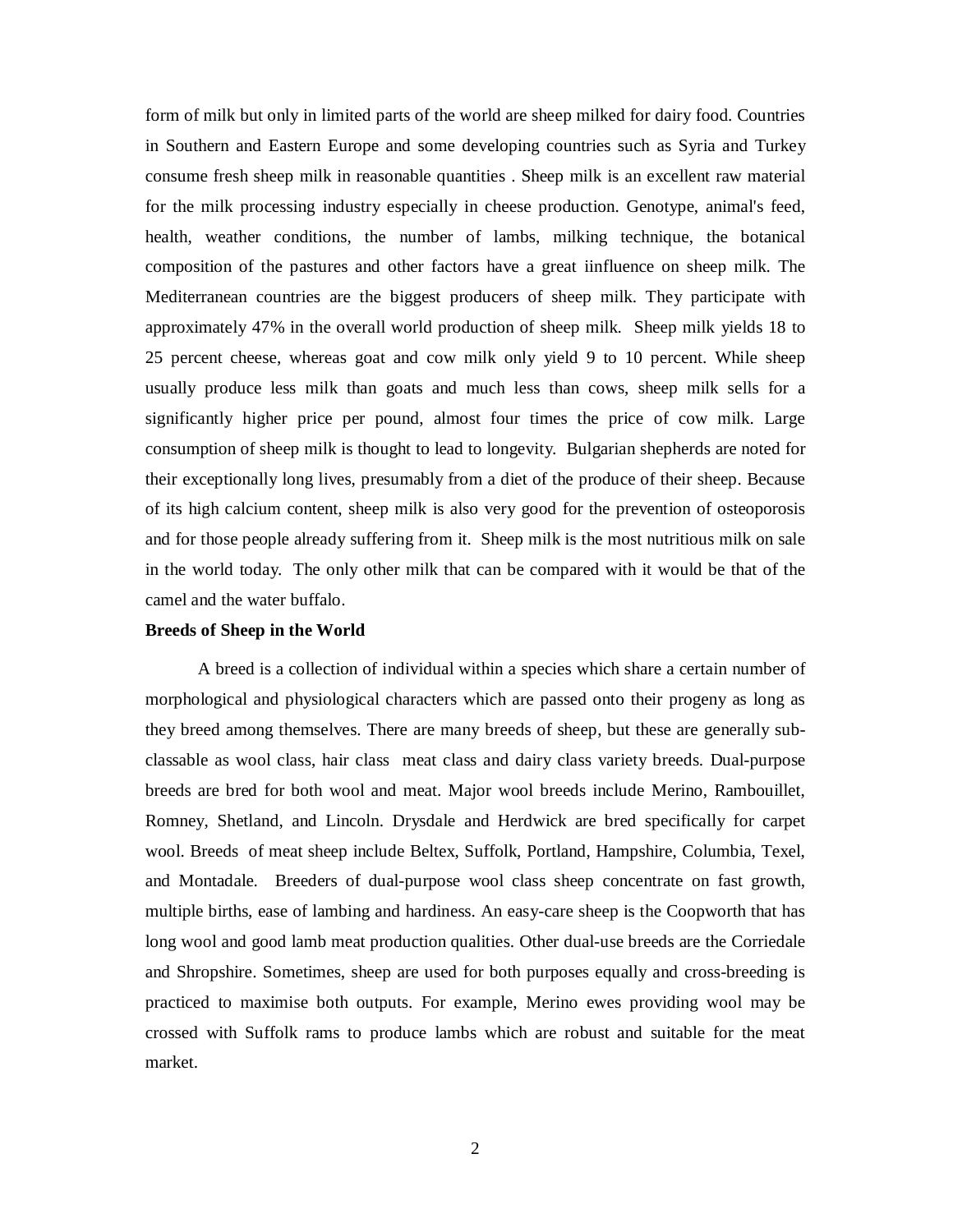form of milk but only in limited parts of the world are sheep milked for dairy food. Countries in Southern and Eastern Europe and some developing countries such as Syria and Turkey consume fresh sheep milk in reasonable quantities . Sheep milk is an excellent raw material for the milk processing industry especially in cheese production. Genotype, animal's feed, health, weather conditions, the number of lambs, milking technique, the botanical composition of the pastures and other factors have a great iinfluence on sheep milk. The Mediterranean countries are the biggest producers of sheep milk. They participate with approximately 47% in the overall world production of sheep milk. Sheep milk yields 18 to 25 percent cheese, whereas goat and cow milk only yield 9 to 10 percent. While sheep usually produce less milk than goats and much less than cows, sheep milk sells for a significantly higher price per pound, almost four times the price of cow milk. Large consumption of sheep milk is thought to lead to longevity. Bulgarian shepherds are noted for their exceptionally long lives, presumably from a diet of the produce of their sheep. Because of its high calcium content, sheep milk is also very good for the prevention of osteoporosis and for those people already suffering from it. Sheep milk is the most nutritious milk on sale in the world today. The only other milk that can be compared with it would be that of the camel and the water buffalo.

**Breeds of Sheep in the World**

A breed is a collection of individual within a species which share a certain number of morphological and physiological characters which are passed onto their progeny as long as they breed among themselves. There are many breeds of sheep, but these are generally sub-classable as wool class, hair class meat class and dairy class variety breeds. Dual-purpose breeds are bred for both wool and meat. Major wool breeds include Merino, Rambouillet, Romney, Shetland, and Lincoln. Drysdale and Herdwick are bred specifically for carpet wool. Breeds of meat sheep include Beltex, Suffolk, Portland, Hampshire, Columbia, Texel, and Montadale. Breeders of dual-purpose wool class sheep concentrate on fast growth, multiple births, ease of lambing and hardiness. An easy-care sheep is the Coopworth that has long wool and good lamb meat production qualities. Other dual-use breeds are the Corriedale and Shropshire. Sometimes, sheep are used for both purposes equally and cross-breeding is practiced to maximise both outputs. For example, Merino ewes providing wool may be crossed with Suffolk rams to produce lambs which are robust and suitable for the meat market.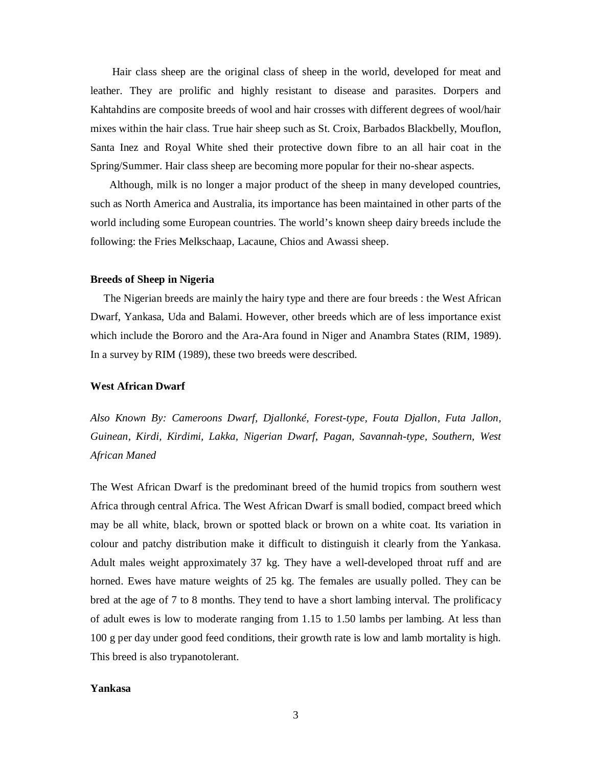Hair class sheep are the original class of sheep in the world, developed for meat and leather. They are prolific and highly resistant to disease and parasites. Dorpers and Kahtahdins are composite breeds of wool and hair crosses with different degrees of wool/hair mixes within the hair class. True hair sheep such as St. Croix, Barbados Blackbelly, Mouflon, Santa Inez and Royal White shed their protective down fibre to an all hair coat in the Spring/Summer. Hair class sheep are becoming more popular for their no-shear aspects.

Although, milk is no longer a major product of the sheep in many developed countries, such as North America and Australia, its importance has been maintained in other parts of the world including some European countries. The world's known sheep dairy breeds include the following: the Fries Melkschaap, Lacaune, Chios and Awassi sheep.

### Breeds of Sheep in Nigeria

The Nigerian breeds are mainly the hairy type and there are four breeds : the West African Dwarf, Yankasa, Uda and Balami. However, other breeds which are of less importance exist which include the Bororo and the Ara-Ara found in Niger and Anambra States (RIM, 1989). In a survey by RIM (1989), these two breeds were described.

### West African Dwarf

*Also Known By: Cameroons Dwarf, Djallonké, Forest-type, Fouta Djallon, Futa Jallon, Guinean, Kirdi, Kirdimi, Lakka, Nigerian Dwarf, Pagan, Savannah-type, Southern, West African Maned*

The West African Dwarf is the predominant breed of the humid tropics from southern west Africa through central Africa. The West African Dwarf is small bodied, compact breed which may be all white, black, brown or spotted black or brown on a white coat. Its variation in colour and patchy distribution make it difficult to distinguish it clearly from the Yankasa. Adult males weight approximately 37 kg. They have a well-developed throat ruff and are horned. Ewes have mature weights of 25 kg. The females are usually polled. They can be bred at the age of 7 to 8 months. They tend to have a short lambing interval. The prolificacy of adult ewes is low to moderate ranging from 1.15 to 1.50 lambs per lambing. At less than 100 g per day under good feed conditions, their growth rate is low and lamb mortality is high. This breed is also trypanotolerant.

### Yankasa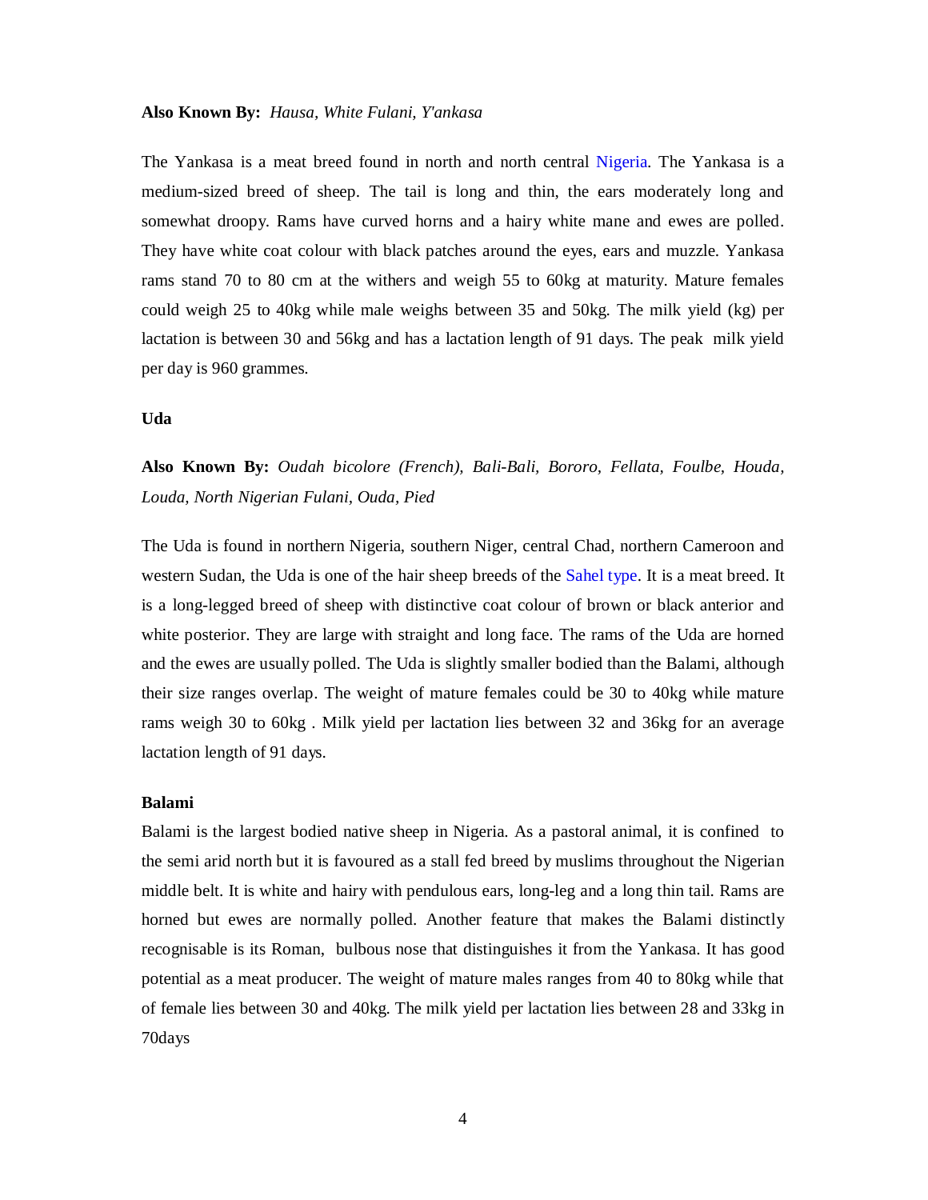**Also Known By:** *Hausa, White Fulani, Y'ankasa*

The Yankasa is a meat breed found in north and north central Nigeria. The Yankasa is a medium-sized breed of sheep. The tail is long and thin, the ears moderately long and somewhat droopy. Rams have curved horns and a hairy white mane and ewes are polled. They have white coat colour with black patches around the eyes, ears and muzzle. Yankasa rams stand 70 to 80 cm at the withers and weigh 55 to 60kg at maturity. Mature females could weigh 25 to 40kg while male weighs between 35 and 50kg. The milk yield (kg) per lactation is between 30 and 56kg and has a lactation length of 91 days. The peak milk yield per day is 960 grammes.

**Uda**

**Also Known By:** *Oudah bicolore (French), Bali-Bali, Bororo, Fellata, Foulbe, Houda, Louda, North Nigerian Fulani, Ouda, Pied*

The Uda is found in northern Nigeria, southern Niger, central Chad, northern Cameroon and western Sudan, the Uda is one of the hair sheep breeds of the Sahel type. It is a meat breed. It is a long-legged breed of sheep with distinctive coat colour of brown or black anterior and white posterior. They are large with straight and long face. The rams of the Uda are horned and the ewes are usually polled. The Uda is slightly smaller bodied than the Balami, although their size ranges overlap. The weight of mature females could be 30 to 40kg while mature rams weigh 30 to 60kg . Milk yield per lactation lies between 32 and 36kg for an average lactation length of 91 days.

**Balami**

Balami is the largest bodied native sheep in Nigeria. As a pastoral animal, it is confined to the semi arid north but it is favoured as a stall fed breed by muslims throughout the Nigerian middle belt. It is white and hairy with pendulous ears, long-leg and a long thin tail. Rams are horned but ewes are normally polled. Another feature that makes the Balami distinctly recognisable is its Roman, bulbous nose that distinguishes it from the Yankasa. It has good potential as a meat producer. The weight of mature males ranges from 40 to 80kg while that of female lies between 30 and 40kg. The milk yield per lactation lies between 28 and 33kg in 70days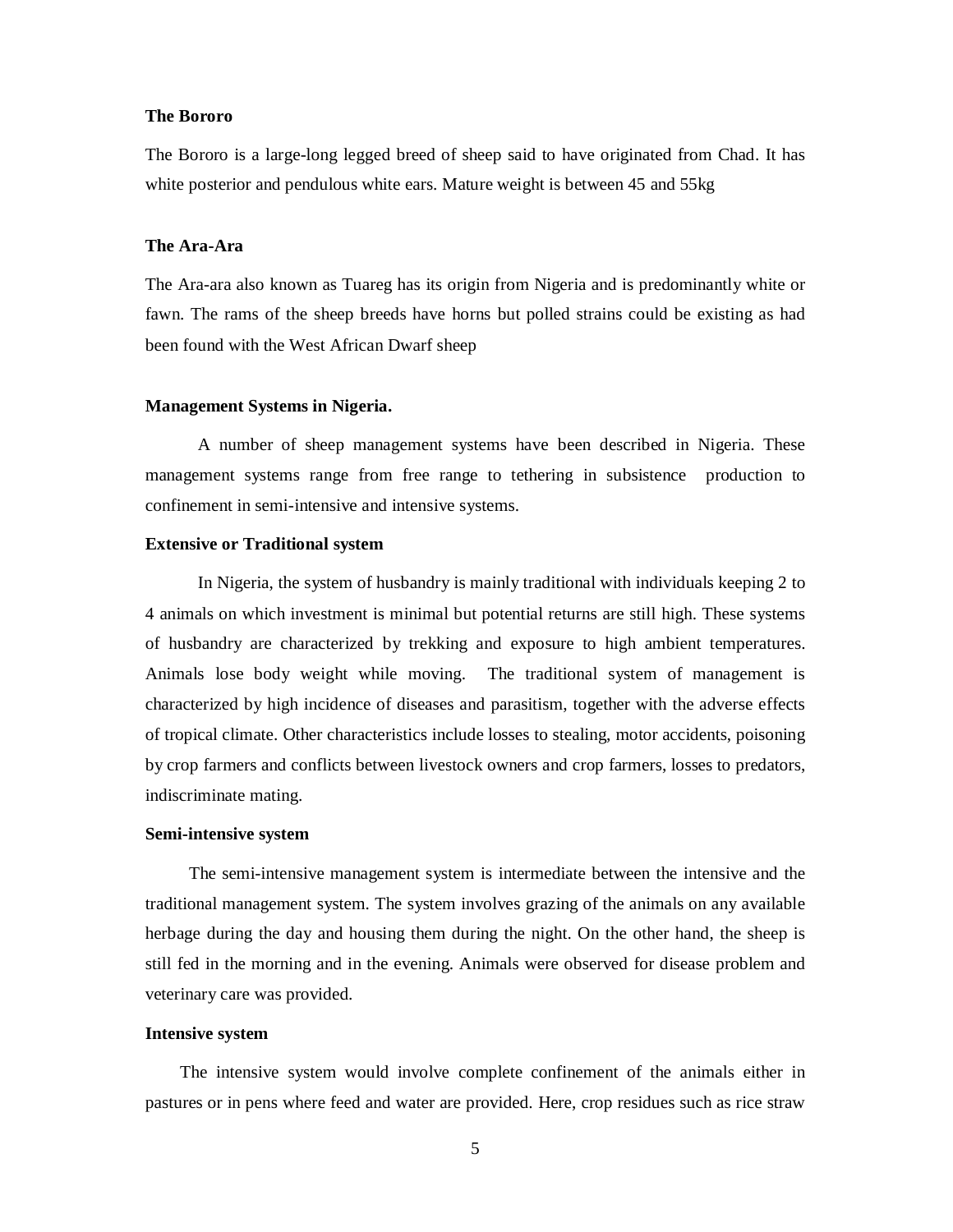### The Bororo

The Bororo is a large-long legged breed of sheep said to have originated from Chad. It has white posterior and pendulous white ears. Mature weight is between 45 and 55kg

### The Ara-Ara

The Ara-ara also known as Tuareg has its origin from Nigeria and is predominantly white or fawn. The rams of the sheep breeds have horns but polled strains could be existing as had been found with the West African Dwarf sheep

### Management Systems in Nigeria.

A number of sheep management systems have been described in Nigeria. These management systems range from free range to tethering in subsistence production to confinement in semi-intensive and intensive systems.

### Extensive or Traditional system

In Nigeria, the system of husbandry is mainly traditional with individuals keeping 2 to 4 animals on which investment is minimal but potential returns are still high. These systems of husbandry are characterized by trekking and exposure to high ambient temperatures. Animals lose body weight while moving. The traditional system of management is characterized by high incidence of diseases and parasitism, together with the adverse effects of tropical climate. Other characteristics include losses to stealing, motor accidents, poisoning by crop farmers and conflicts between livestock owners and crop farmers, losses to predators, indiscriminate mating.

### Semi-intensive system

The semi-intensive management system is intermediate between the intensive and the traditional management system. The system involves grazing of the animals on any available herbage during the day and housing them during the night. On the other hand, the sheep is still fed in the morning and in the evening. Animals were observed for disease problem and veterinary care was provided.

### Intensive system

The intensive system would involve complete confinement of the animals either in pastures or in pens where feed and water are provided. Here, crop residues such as rice straw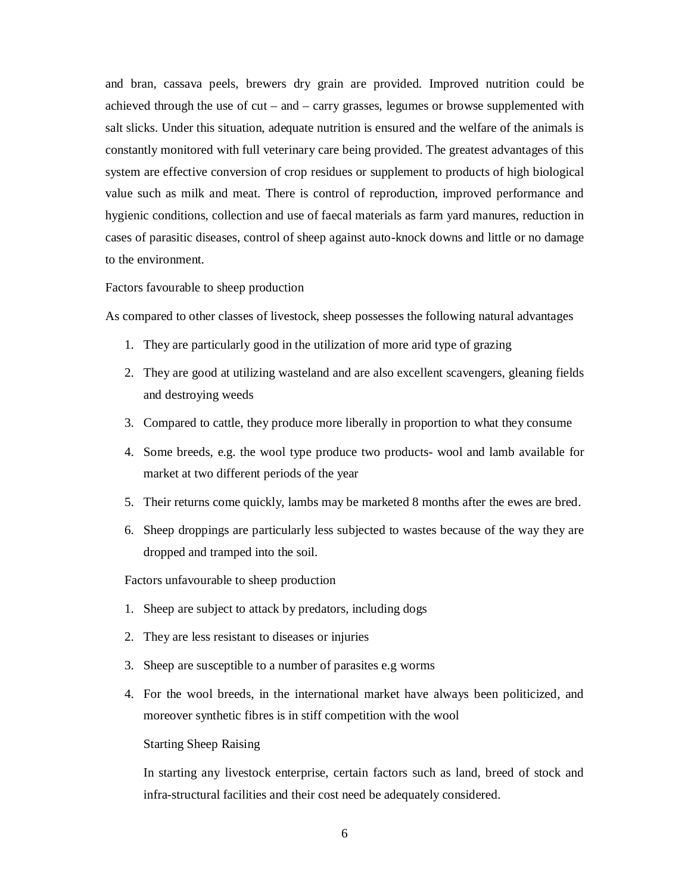and bran, cassava peels, brewers dry grain are provided. Improved nutrition could be achieved through the use of cut – and – carry grasses, legumes or browse supplemented with salt slicks. Under this situation, adequate nutrition is ensured and the welfare of the animals is constantly monitored with full veterinary care being provided. The greatest advantages of this system are effective conversion of crop residues or supplement to products of high biological value such as milk and meat. There is control of reproduction, improved performance and hygienic conditions, collection and use of faecal materials as farm yard manures, reduction in cases of parasitic diseases, control of sheep against auto-knock downs and little or no damage to the environment.

Factors favourable to sheep production

As compared to other classes of livestock, sheep possesses the following natural advantages

1. They are particularly good in the utilization of more arid type of grazing
2. They are good at utilizing wasteland and are also excellent scavengers, gleaning fields and destroying weeds
3. Compared to cattle, they produce more liberally in proportion to what they consume
4. Some breeds, e.g. the wool type produce two products- wool and lamb available for market at two different periods of the year
5. Their returns come quickly, lambs may be marketed 8 months after the ewes are bred.
6. Sheep droppings are particularly less subjected to wastes because of the way they are dropped and tramped into the soil.

Factors unfavourable to sheep production

1. Sheep are subject to attack by predators, including dogs
2. They are less resistant to diseases or injuries
3. Sheep are susceptible to a number of parasites e.g worms
4. For the wool breeds, in the international market have always been politicized, and moreover synthetic fibres is in stiff competition with the wool

Starting Sheep Raising

In starting any livestock enterprise, certain factors such as land, breed of stock and infra-structural facilities and their cost need be adequately considered.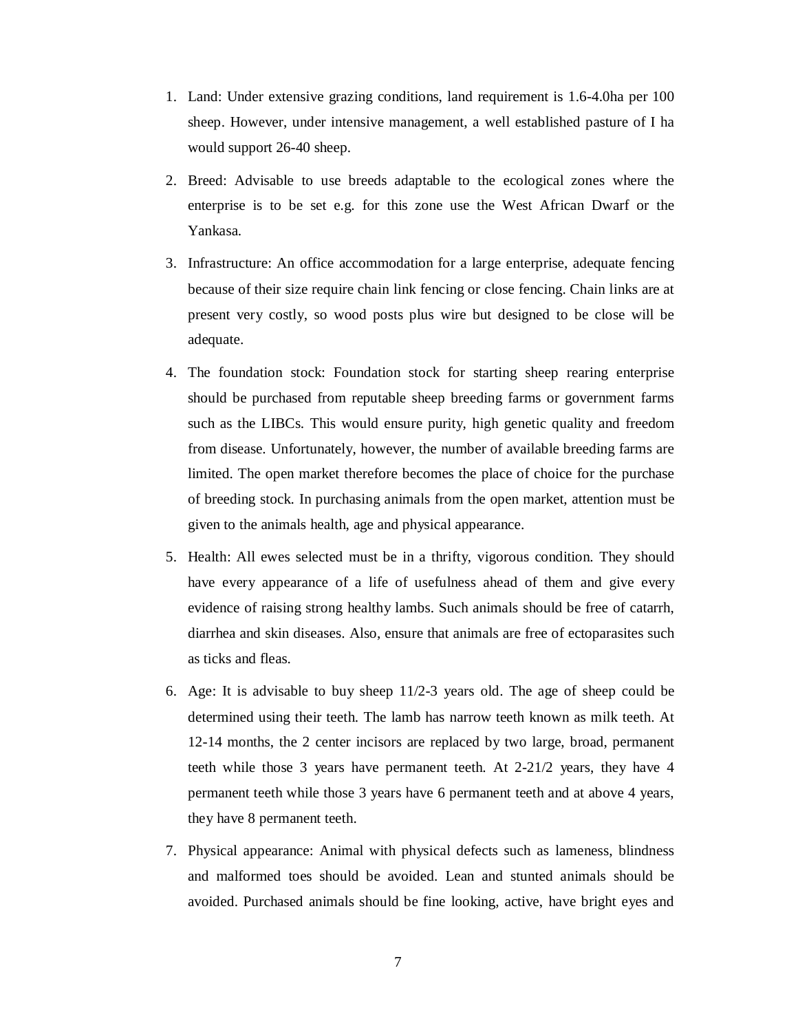1. Land: Under extensive grazing conditions, land requirement is 1.6-4.0ha per 100 sheep. However, under intensive management, a well established pasture of I ha would support 26-40 sheep.

2. Breed: Advisable to use breeds adaptable to the ecological zones where the enterprise is to be set e.g. for this zone use the West African Dwarf or the Yankasa.

3. Infrastructure: An office accommodation for a large enterprise, adequate fencing because of their size require chain link fencing or close fencing. Chain links are at present very costly, so wood posts plus wire but designed to be close will be adequate.

4. The foundation stock: Foundation stock for starting sheep rearing enterprise should be purchased from reputable sheep breeding farms or government farms such as the LIBCs. This would ensure purity, high genetic quality and freedom from disease. Unfortunately, however, the number of available breeding farms are limited. The open market therefore becomes the place of choice for the purchase of breeding stock. In purchasing animals from the open market, attention must be given to the animals health, age and physical appearance.

5. Health: All ewes selected must be in a thrifty, vigorous condition. They should have every appearance of a life of usefulness ahead of them and give every evidence of raising strong healthy lambs. Such animals should be free of catarrh, diarrhea and skin diseases. Also, ensure that animals are free of ectoparasites such as ticks and fleas.

6. Age: It is advisable to buy sheep 11/2-3 years old. The age of sheep could be determined using their teeth. The lamb has narrow teeth known as milk teeth. At 12-14 months, the 2 center incisors are replaced by two large, broad, permanent teeth while those 3 years have permanent teeth. At 2-21/2 years, they have 4 permanent teeth while those 3 years have 6 permanent teeth and at above 4 years, they have 8 permanent teeth.

7. Physical appearance: Animal with physical defects such as lameness, blindness and malformed toes should be avoided. Lean and stunted animals should be avoided. Purchased animals should be fine looking, active, have bright eyes and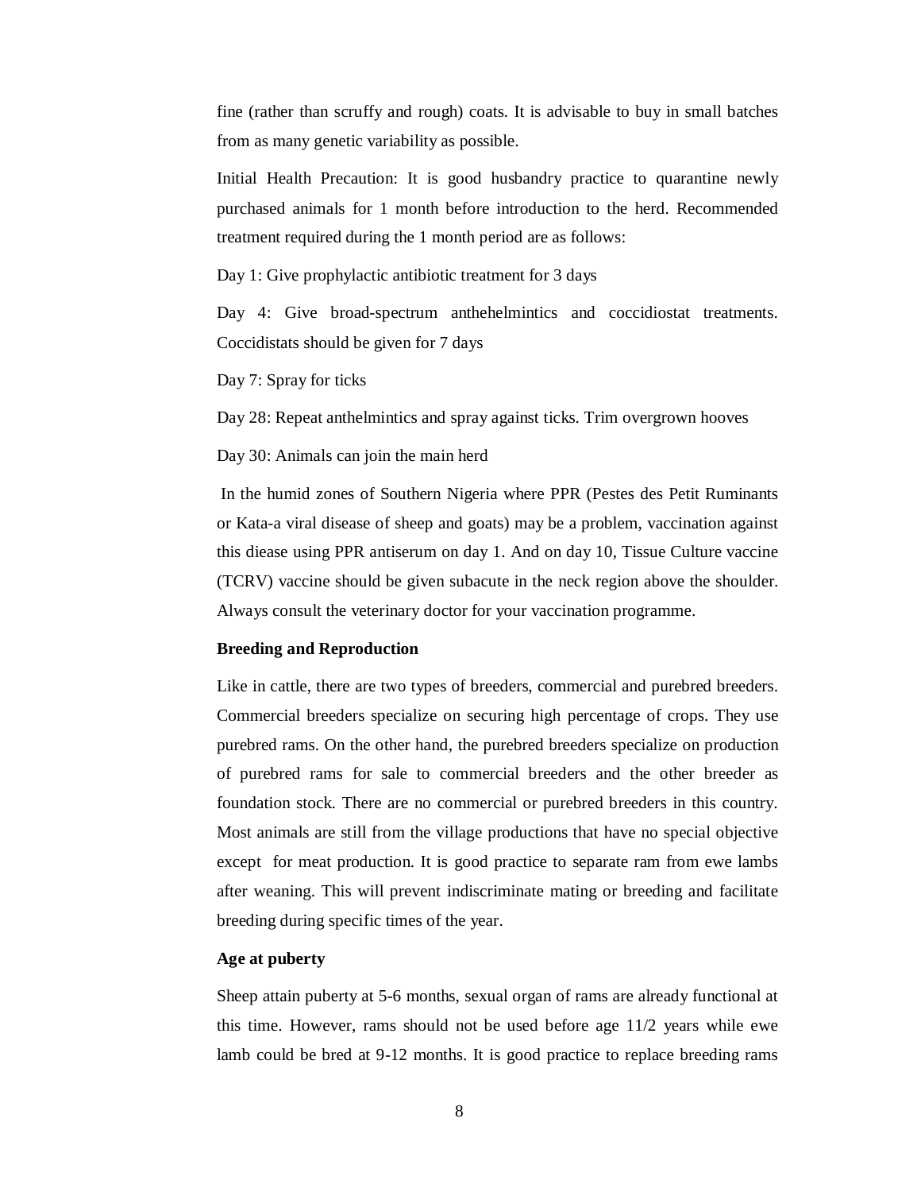fine (rather than scruffy and rough) coats. It is advisable to buy in small batches from as many genetic variability as possible.

Initial Health Precaution: It is good husbandry practice to quarantine newly purchased animals for 1 month before introduction to the herd. Recommended treatment required during the 1 month period are as follows:

Day 1: Give prophylactic antibiotic treatment for 3 days

Day 4: Give broad-spectrum anthehelmintics and coccidiostat treatments. Coccidistats should be given for 7 days

Day 7: Spray for ticks

Day 28: Repeat anthelmintics and spray against ticks. Trim overgrown hooves

Day 30: Animals can join the main herd

In the humid zones of Southern Nigeria where PPR (Pestes des Petit Ruminants or Kata-a viral disease of sheep and goats) may be a problem, vaccination against this diease using PPR antiserum on day 1. And on day 10, Tissue Culture vaccine (TCRV) vaccine should be given subacute in the neck region above the shoulder. Always consult the veterinary doctor for your vaccination programme.

**Breeding and Reproduction**

Like in cattle, there are two types of breeders, commercial and purebred breeders. Commercial breeders specialize on securing high percentage of crops. They use purebred rams. On the other hand, the purebred breeders specialize on production of purebred rams for sale to commercial breeders and the other breeder as foundation stock. There are no commercial or purebred breeders in this country. Most animals are still from the village productions that have no special objective except for meat production. It is good practice to separate ram from ewe lambs after weaning. This will prevent indiscriminate mating or breeding and facilitate breeding during specific times of the year.

**Age at puberty**

Sheep attain puberty at 5-6 months, sexual organ of rams are already functional at this time. However, rams should not be used before age 11/2 years while ewe lamb could be bred at 9-12 months. It is good practice to replace breeding rams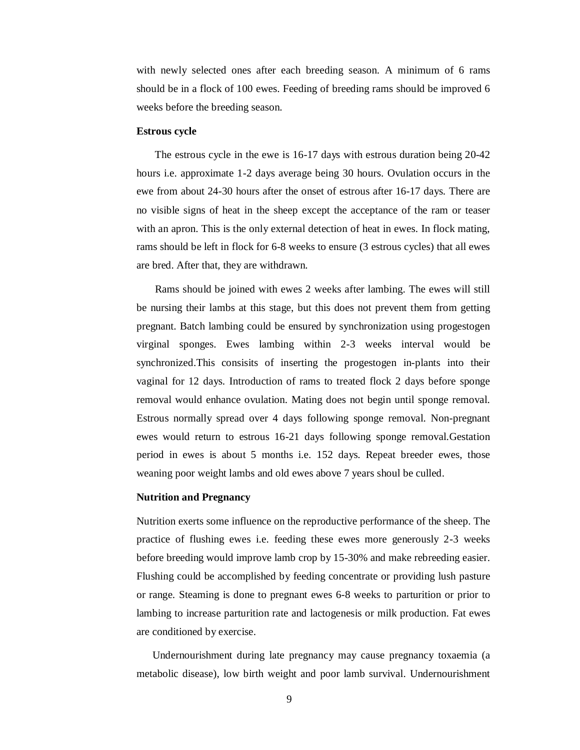with newly selected ones after each breeding season. A minimum of 6 rams should be in a flock of 100 ewes. Feeding of breeding rams should be improved 6 weeks before the breeding season.

**Estrous cycle**

The estrous cycle in the ewe is 16-17 days with estrous duration being 20-42 hours i.e. approximate 1-2 days average being 30 hours. Ovulation occurs in the ewe from about 24-30 hours after the onset of estrous after 16-17 days. There are no visible signs of heat in the sheep except the acceptance of the ram or teaser with an apron. This is the only external detection of heat in ewes. In flock mating, rams should be left in flock for 6-8 weeks to ensure (3 estrous cycles) that all ewes are bred. After that, they are withdrawn.

Rams should be joined with ewes 2 weeks after lambing. The ewes will still be nursing their lambs at this stage, but this does not prevent them from getting pregnant. Batch lambing could be ensured by synchronization using progestogen virginal sponges. Ewes lambing within 2-3 weeks interval would be synchronized.This consisits of inserting the progestogen in-plants into their vaginal for 12 days. Introduction of rams to treated flock 2 days before sponge removal would enhance ovulation. Mating does not begin until sponge removal. Estrous normally spread over 4 days following sponge removal. Non-pregnant ewes would return to estrous 16-21 days following sponge removal.Gestation period in ewes is about 5 months i.e. 152 days. Repeat breeder ewes, those weaning poor weight lambs and old ewes above 7 years shoul be culled.

**Nutrition and Pregnancy**

Nutrition exerts some influence on the reproductive performance of the sheep. The practice of flushing ewes i.e. feeding these ewes more generously 2-3 weeks before breeding would improve lamb crop by 15-30% and make rebreeding easier. Flushing could be accomplished by feeding concentrate or providing lush pasture or range. Steaming is done to pregnant ewes 6-8 weeks to parturition or prior to lambing to increase parturition rate and lactogenesis or milk production. Fat ewes are conditioned by exercise.

Undernourishment during late pregnancy may cause pregnancy toxaemia (a metabolic disease), low birth weight and poor lamb survival. Undernourishment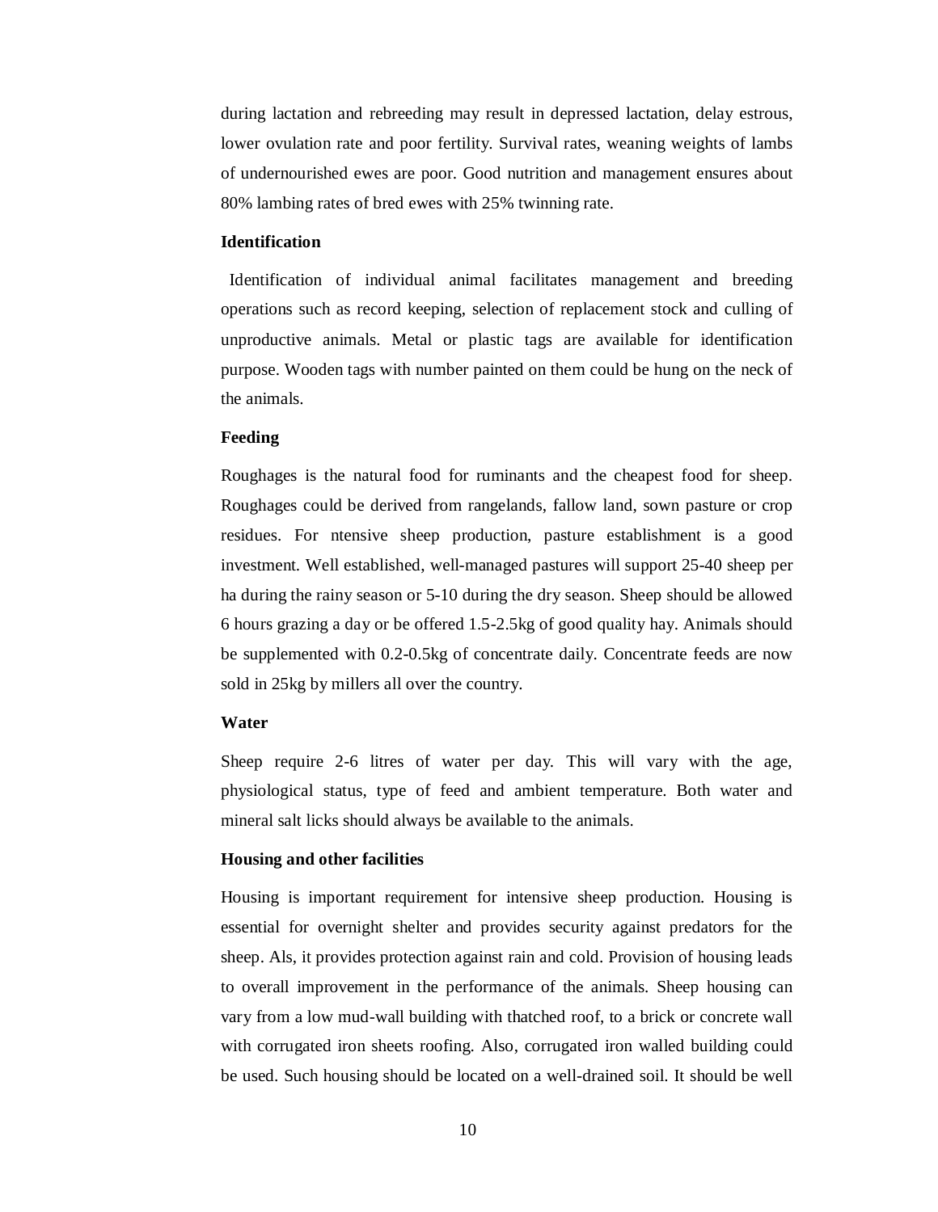during lactation and rebreeding may result in depressed lactation, delay estrous, lower ovulation rate and poor fertility. Survival rates, weaning weights of lambs of undernourished ewes are poor. Good nutrition and management ensures about 80% lambing rates of bred ewes with 25% twinning rate.

**Identification**

Identification of individual animal facilitates management and breeding operations such as record keeping, selection of replacement stock and culling of unproductive animals. Metal or plastic tags are available for identification purpose. Wooden tags with number painted on them could be hung on the neck of the animals.

**Feeding**

Roughages is the natural food for ruminants and the cheapest food for sheep. Roughages could be derived from rangelands, fallow land, sown pasture or crop residues. For ntensive sheep production, pasture establishment is a good investment. Well established, well-managed pastures will support 25-40 sheep per ha during the rainy season or 5-10 during the dry season. Sheep should be allowed 6 hours grazing a day or be offered 1.5-2.5kg of good quality hay. Animals should be supplemented with 0.2-0.5kg of concentrate daily. Concentrate feeds are now sold in 25kg by millers all over the country.

**Water**

Sheep require 2-6 litres of water per day. This will vary with the age, physiological status, type of feed and ambient temperature. Both water and mineral salt licks should always be available to the animals.

**Housing and other facilities**

Housing is important requirement for intensive sheep production. Housing is essential for overnight shelter and provides security against predators for the sheep. Als, it provides protection against rain and cold. Provision of housing leads to overall improvement in the performance of the animals. Sheep housing can vary from a low mud-wall building with thatched roof, to a brick or concrete wall with corrugated iron sheets roofing. Also, corrugated iron walled building could be used. Such housing should be located on a well-drained soil. It should be well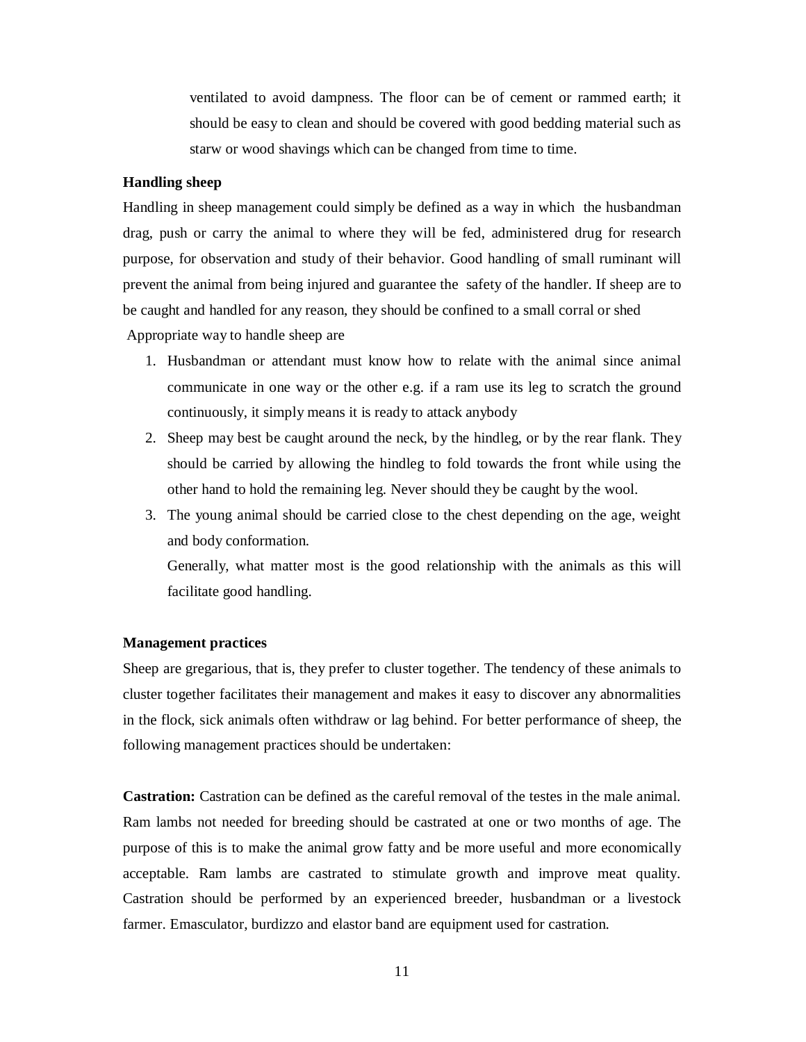ventilated to avoid dampness. The floor can be of cement or rammed earth; it should be easy to clean and should be covered with good bedding material such as starw or wood shavings which can be changed from time to time.

**Handling sheep**

Handling in sheep management could simply be defined as a way in which the husbandman drag, push or carry the animal to where they will be fed, administered drug for research purpose, for observation and study of their behavior. Good handling of small ruminant will prevent the animal from being injured and guarantee the safety of the handler. If sheep are to be caught and handled for any reason, they should be confined to a small corral or shed

Appropriate way to handle sheep are

1. Husbandman or attendant must know how to relate with the animal since animal communicate in one way or the other e.g. if a ram use its leg to scratch the ground continuously, it simply means it is ready to attack anybody
2. Sheep may best be caught around the neck, by the hindleg, or by the rear flank. They should be carried by allowing the hindleg to fold towards the front while using the other hand to hold the remaining leg. Never should they be caught by the wool.
3. The young animal should be carried close to the chest depending on the age, weight and body conformation.

   Generally, what matter most is the good relationship with the animals as this will facilitate good handling.

**Management practices**

Sheep are gregarious, that is, they prefer to cluster together. The tendency of these animals to cluster together facilitates their management and makes it easy to discover any abnormalities in the flock, sick animals often withdraw or lag behind. For better performance of sheep, the following management practices should be undertaken:

**Castration:** Castration can be defined as the careful removal of the testes in the male animal. Ram lambs not needed for breeding should be castrated at one or two months of age. The purpose of this is to make the animal grow fatty and be more useful and more economically acceptable. Ram lambs are castrated to stimulate growth and improve meat quality. Castration should be performed by an experienced breeder, husbandman or a livestock farmer. Emasculator, burdizzo and elastor band are equipment used for castration.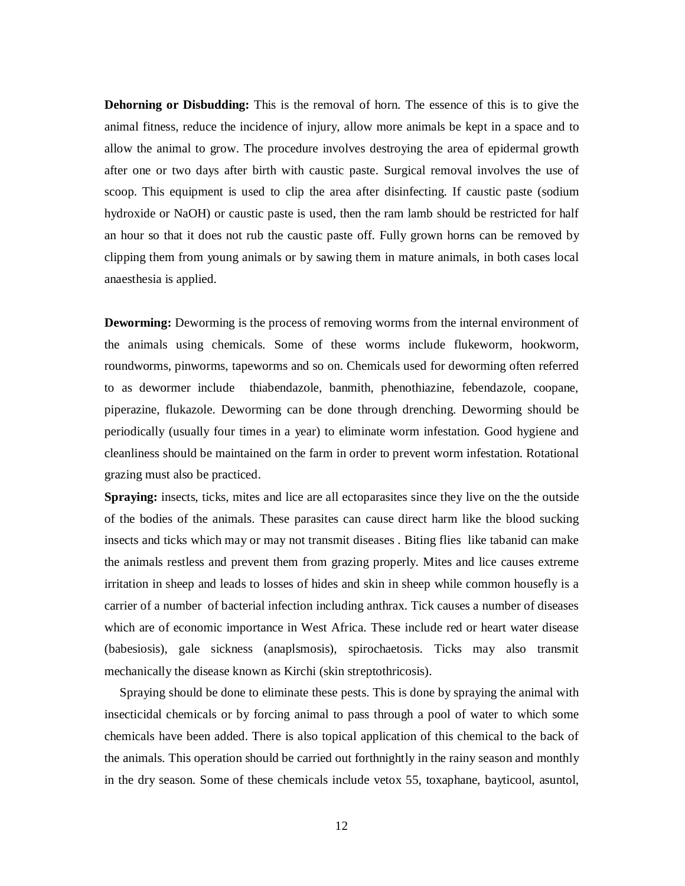**Dehorning or Disbudding:** This is the removal of horn. The essence of this is to give the animal fitness, reduce the incidence of injury, allow more animals be kept in a space and to allow the animal to grow. The procedure involves destroying the area of epidermal growth after one or two days after birth with caustic paste. Surgical removal involves the use of scoop. This equipment is used to clip the area after disinfecting. If caustic paste (sodium hydroxide or NaOH) or caustic paste is used, then the ram lamb should be restricted for half an hour so that it does not rub the caustic paste off. Fully grown horns can be removed by clipping them from young animals or by sawing them in mature animals, in both cases local anaesthesia is applied.

**Deworming:** Deworming is the process of removing worms from the internal environment of the animals using chemicals. Some of these worms include flukeworm, hookworm, roundworms, pinworms, tapeworms and so on. Chemicals used for deworming often referred to as dewormer include thiabendazole, banmith, phenothiazine, febendazole, coopane, piperazine, flukazole. Deworming can be done through drenching. Deworming should be periodically (usually four times in a year) to eliminate worm infestation. Good hygiene and cleanliness should be maintained on the farm in order to prevent worm infestation. Rotational grazing must also be practiced.

**Spraying:** insects, ticks, mites and lice are all ectoparasites since they live on the the outside of the bodies of the animals. These parasites can cause direct harm like the blood sucking insects and ticks which may or may not transmit diseases . Biting flies like tabanid can make the animals restless and prevent them from grazing properly. Mites and lice causes extreme irritation in sheep and leads to losses of hides and skin in sheep while common housefly is a carrier of a number of bacterial infection including anthrax. Tick causes a number of diseases which are of economic importance in West Africa. These include red or heart water disease (babesiosis), gale sickness (anaplsmosis), spirochaetosis. Ticks may also transmit mechanically the disease known as Kirchi (skin streptothricosis).

Spraying should be done to eliminate these pests. This is done by spraying the animal with insecticidal chemicals or by forcing animal to pass through a pool of water to which some chemicals have been added. There is also topical application of this chemical to the back of the animals. This operation should be carried out forthnightly in the rainy season and monthly in the dry season. Some of these chemicals include vetox 55, toxaphane, bayticool, asuntol,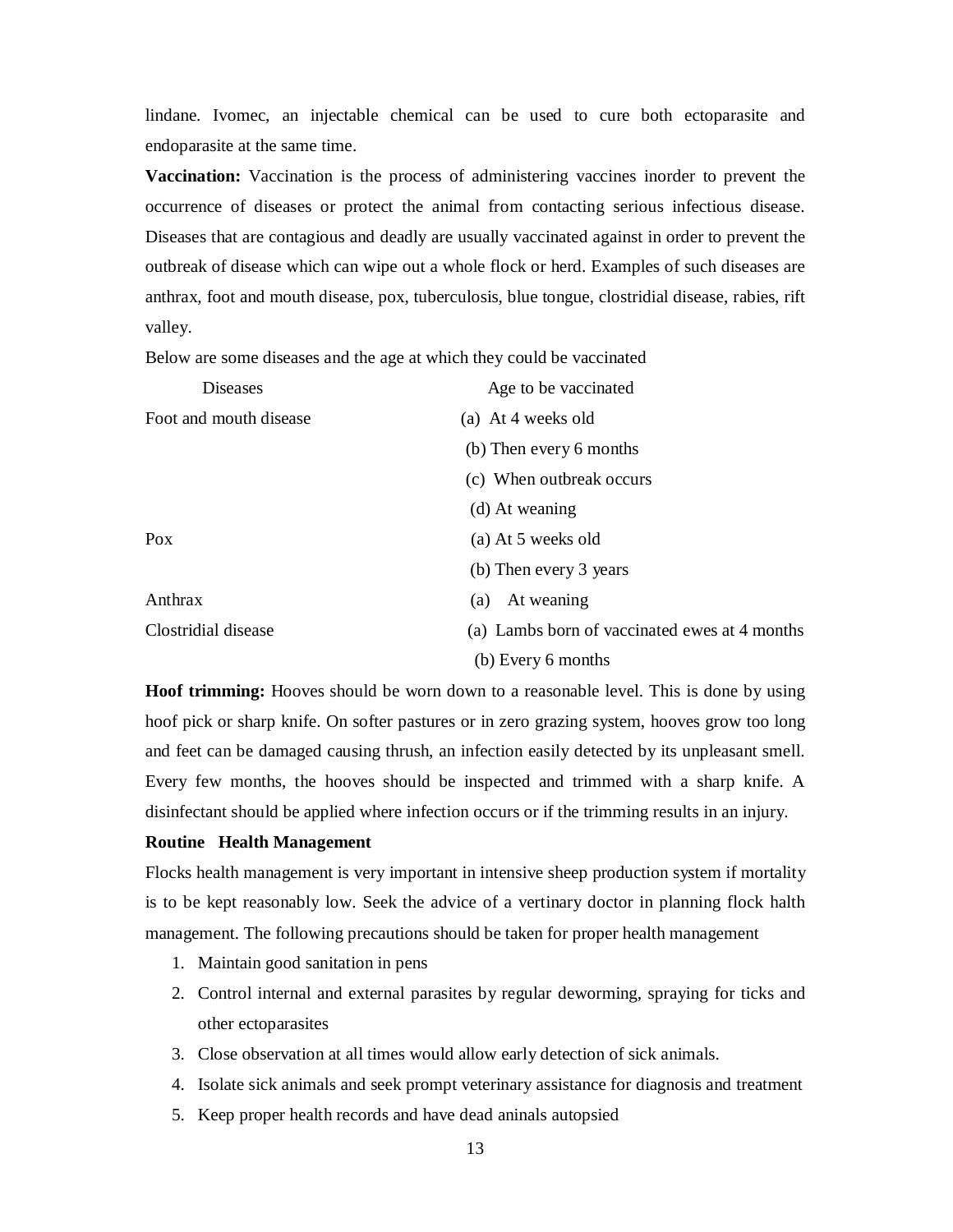lindane. Ivomec, an injectable chemical can be used to cure both ectoparasite and endoparasite at the same time.

**Vaccination:** Vaccination is the process of administering vaccines inorder to prevent the occurrence of diseases or protect the animal from contacting serious infectious disease. Diseases that are contagious and deadly are usually vaccinated against in order to prevent the outbreak of disease which can wipe out a whole flock or herd. Examples of such diseases are anthrax, foot and mouth disease, pox, tuberculosis, blue tongue, clostridial disease, rabies, rift valley.

Below are some diseases and the age at which they could be vaccinated

| Diseases | Age to be vaccinated |
|---|---|
| Foot and mouth disease | (a) At 4 weeks old |
| | (b) Then every 6 months |
| | (c) When outbreak occurs |
| | (d) At weaning |
| Pox | (a) At 5 weeks old |
| | (b) Then every 3 years |
| Anthrax | (a) At weaning |
| Clostridial disease | (a) Lambs born of vaccinated ewes at 4 months |
| | (b) Every 6 months |

**Hoof trimming:** Hooves should be worn down to a reasonable level. This is done by using hoof pick or sharp knife. On softer pastures or in zero grazing system, hooves grow too long and feet can be damaged causing thrush, an infection easily detected by its unpleasant smell. Every few months, the hooves should be inspected and trimmed with a sharp knife. A disinfectant should be applied where infection occurs or if the trimming results in an injury.

**Routine Health Management**

Flocks health management is very important in intensive sheep production system if mortality is to be kept reasonably low. Seek the advice of a vertinary doctor in planning flock halth management. The following precautions should be taken for proper health management

1. Maintain good sanitation in pens
2. Control internal and external parasites by regular deworming, spraying for ticks and other ectoparasites
3. Close observation at all times would allow early detection of sick animals.
4. Isolate sick animals and seek prompt veterinary assistance for diagnosis and treatment
5. Keep proper health records and have dead aninals autopsied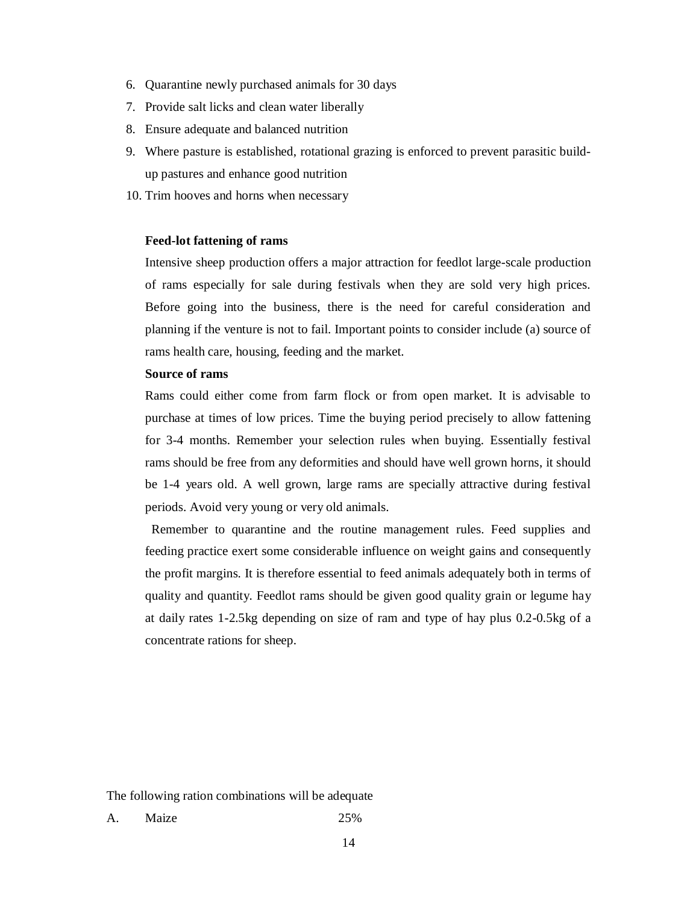6. Quarantine newly purchased animals for 30 days
7. Provide salt licks and clean water liberally
8. Ensure adequate and balanced nutrition
9. Where pasture is established, rotational grazing is enforced to prevent parasitic build-up pastures and enhance good nutrition
10. Trim hooves and horns when necessary

**Feed-lot fattening of rams**

Intensive sheep production offers a major attraction for feedlot large-scale production of rams especially for sale during festivals when they are sold very high prices. Before going into the business, there is the need for careful consideration and planning if the venture is not to fail. Important points to consider include (a) source of rams health care, housing, feeding and the market.

**Source of rams**

Rams could either come from farm flock or from open market. It is advisable to purchase at times of low prices. Time the buying period precisely to allow fattening for 3-4 months. Remember your selection rules when buying. Essentially festival rams should be free from any deformities and should have well grown horns, it should be 1-4 years old. A well grown, large rams are specially attractive during festival periods. Avoid very young or very old animals.

Remember to quarantine and the routine management rules. Feed supplies and feeding practice exert some considerable influence on weight gains and consequently the profit margins. It is therefore essential to feed animals adequately both in terms of quality and quantity. Feedlot rams should be given good quality grain or legume hay at daily rates 1-2.5kg depending on size of ram and type of hay plus 0.2-0.5kg of a concentrate rations for sheep.

The following ration combinations will be adequate

A. Maize 25%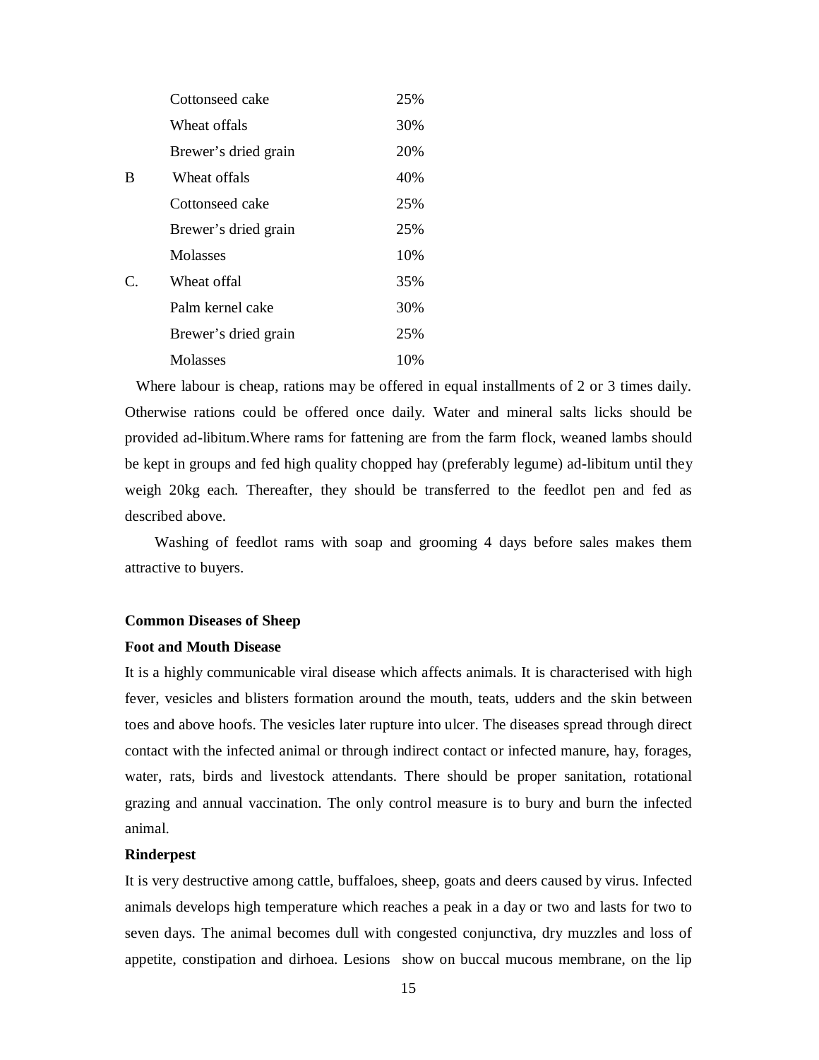| | | |
|---|---|---|
| | Cottonseed cake | 25% |
| | Wheat offals | 30% |
| | Brewer's dried grain | 20% |
| B | Wheat offals | 40% |
| | Cottonseed cake | 25% |
| | Brewer's dried grain | 25% |
| | Molasses | 10% |
| C. | Wheat offal | 35% |
| | Palm kernel cake | 30% |
| | Brewer's dried grain | 25% |
| | Molasses | 10% |

Where labour is cheap, rations may be offered in equal installments of 2 or 3 times daily. Otherwise rations could be offered once daily. Water and mineral salts licks should be provided ad-libitum.Where rams for fattening are from the farm flock, weaned lambs should be kept in groups and fed high quality chopped hay (preferably legume) ad-libitum until they weigh 20kg each. Thereafter, they should be transferred to the feedlot pen and fed as described above.

Washing of feedlot rams with soap and grooming 4 days before sales makes them attractive to buyers.

**Common Diseases of Sheep**

**Foot and Mouth Disease**

It is a highly communicable viral disease which affects animals. It is characterised with high fever, vesicles and blisters formation around the mouth, teats, udders and the skin between toes and above hoofs. The vesicles later rupture into ulcer. The diseases spread through direct contact with the infected animal or through indirect contact or infected manure, hay, forages, water, rats, birds and livestock attendants. There should be proper sanitation, rotational grazing and annual vaccination. The only control measure is to bury and burn the infected animal.

**Rinderpest**

It is very destructive among cattle, buffaloes, sheep, goats and deers caused by virus. Infected animals develops high temperature which reaches a peak in a day or two and lasts for two to seven days. The animal becomes dull with congested conjunctiva, dry muzzles and loss of appetite, constipation and dirhoea. Lesions show on buccal mucous membrane, on the lip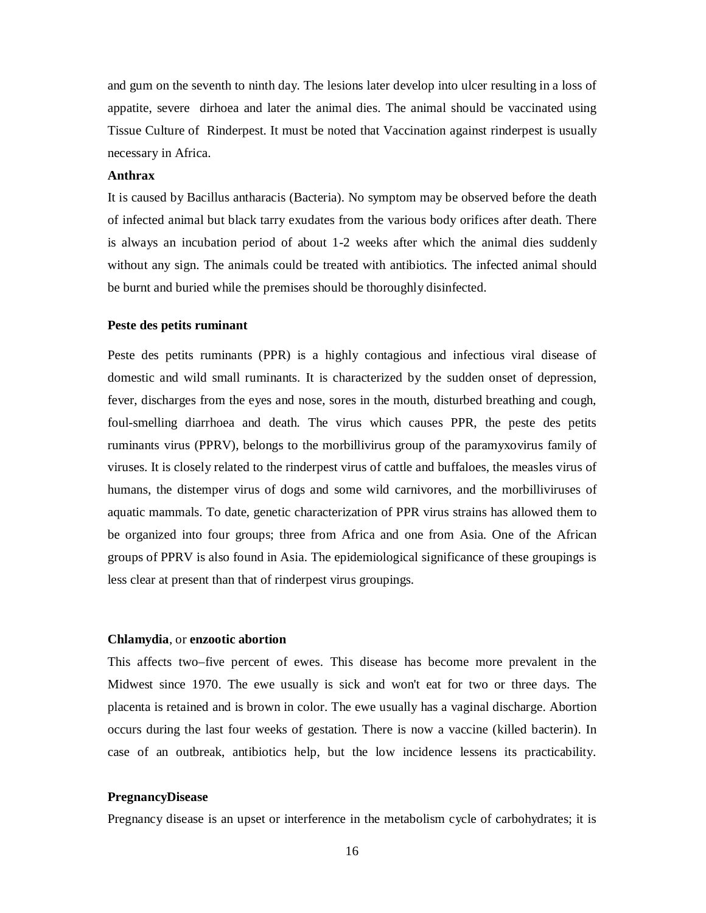and gum on the seventh to ninth day. The lesions later develop into ulcer resulting in a loss of appatite, severe dirhoea and later the animal dies. The animal should be vaccinated using Tissue Culture of Rinderpest. It must be noted that Vaccination against rinderpest is usually necessary in Africa.

**Anthrax**

It is caused by Bacillus antharacis (Bacteria). No symptom may be observed before the death of infected animal but black tarry exudates from the various body orifices after death. There is always an incubation period of about 1-2 weeks after which the animal dies suddenly without any sign. The animals could be treated with antibiotics. The infected animal should be burnt and buried while the premises should be thoroughly disinfected.

**Peste des petits ruminant**

Peste des petits ruminants (PPR) is a highly contagious and infectious viral disease of domestic and wild small ruminants. It is characterized by the sudden onset of depression, fever, discharges from the eyes and nose, sores in the mouth, disturbed breathing and cough, foul-smelling diarrhoea and death. The virus which causes PPR, the peste des petits ruminants virus (PPRV), belongs to the morbillivirus group of the paramyxovirus family of viruses. It is closely related to the rinderpest virus of cattle and buffaloes, the measles virus of humans, the distemper virus of dogs and some wild carnivores, and the morbilliviruses of aquatic mammals. To date, genetic characterization of PPR virus strains has allowed them to be organized into four groups; three from Africa and one from Asia. One of the African groups of PPRV is also found in Asia. The epidemiological significance of these groupings is less clear at present than that of rinderpest virus groupings.

**Chlamydia**, or **enzootic abortion**

This affects two–five percent of ewes. This disease has become more prevalent in the Midwest since 1970. The ewe usually is sick and won't eat for two or three days. The placenta is retained and is brown in color. The ewe usually has a vaginal discharge. Abortion occurs during the last four weeks of gestation. There is now a vaccine (killed bacterin). In case of an outbreak, antibiotics help, but the low incidence lessens its practicability.

**PregnancyDisease**

Pregnancy disease is an upset or interference in the metabolism cycle of carbohydrates; it is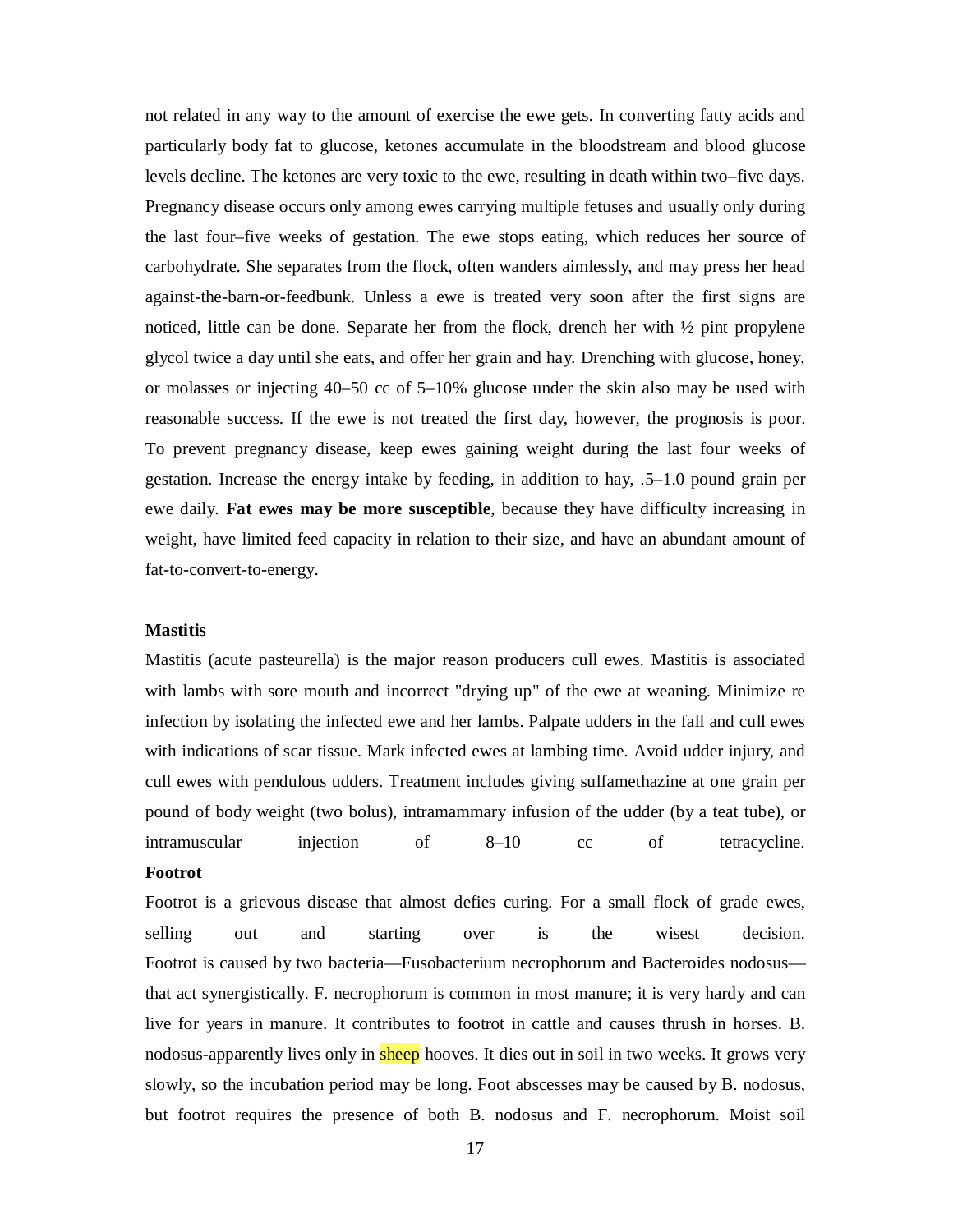not related in any way to the amount of exercise the ewe gets. In converting fatty acids and particularly body fat to glucose, ketones accumulate in the bloodstream and blood glucose levels decline. The ketones are very toxic to the ewe, resulting in death within two–five days. Pregnancy disease occurs only among ewes carrying multiple fetuses and usually only during the last four–five weeks of gestation. The ewe stops eating, which reduces her source of carbohydrate. She separates from the flock, often wanders aimlessly, and may press her head against-the-barn-or-feedbunk. Unless a ewe is treated very soon after the first signs are noticed, little can be done. Separate her from the flock, drench her with ½ pint propylene glycol twice a day until she eats, and offer her grain and hay. Drenching with glucose, honey, or molasses or injecting 40–50 cc of 5–10% glucose under the skin also may be used with reasonable success. If the ewe is not treated the first day, however, the prognosis is poor. To prevent pregnancy disease, keep ewes gaining weight during the last four weeks of gestation. Increase the energy intake by feeding, in addition to hay, .5–1.0 pound grain per ewe daily. **Fat ewes may be more susceptible**, because they have difficulty increasing in weight, have limited feed capacity in relation to their size, and have an abundant amount of fat-to-convert-to-energy.

**Mastitis**

Mastitis (acute pasteurella) is the major reason producers cull ewes. Mastitis is associated with lambs with sore mouth and incorrect "drying up" of the ewe at weaning. Minimize re infection by isolating the infected ewe and her lambs. Palpate udders in the fall and cull ewes with indications of scar tissue. Mark infected ewes at lambing time. Avoid udder injury, and cull ewes with pendulous udders. Treatment includes giving sulfamethazine at one grain per pound of body weight (two bolus), intramammary infusion of the udder (by a teat tube), or intramuscular injection of 8–10 cc of tetracycline.

**Footrot**

Footrot is a grievous disease that almost defies curing. For a small flock of grade ewes, selling out and starting over is the wisest decision.
Footrot is caused by two bacteria—Fusobacterium necrophorum and Bacteroides nodosus—that act synergistically. F. necrophorum is common in most manure; it is very hardy and can live for years in manure. It contributes to footrot in cattle and causes thrush in horses. B. nodosus-apparently lives only in sheep hooves. It dies out in soil in two weeks. It grows very slowly, so the incubation period may be long. Foot abscesses may be caused by B. nodosus, but footrot requires the presence of both B. nodosus and F. necrophorum. Moist soil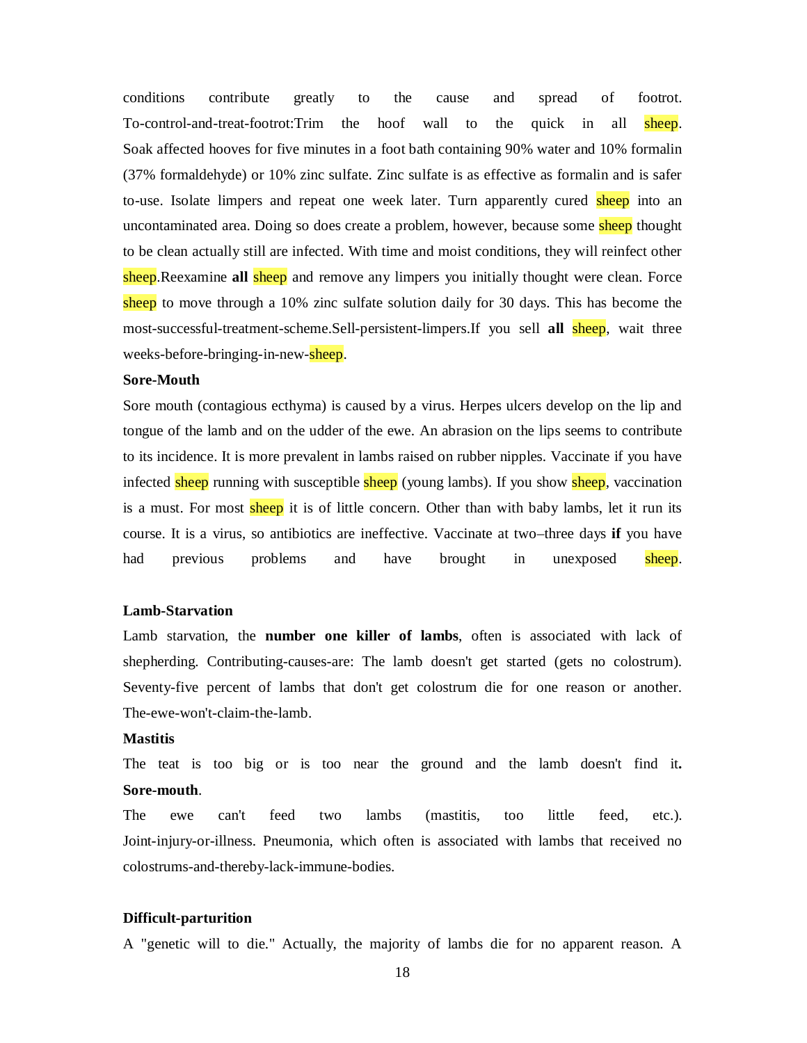conditions contribute greatly to the cause and spread of footrot. To-control-and-treat-footrot:Trim the hoof wall to the quick in all sheep. Soak affected hooves for five minutes in a foot bath containing 90% water and 10% formalin (37% formaldehyde) or 10% zinc sulfate. Zinc sulfate is as effective as formalin and is safer to-use. Isolate limpers and repeat one week later. Turn apparently cured sheep into an uncontaminated area. Doing so does create a problem, however, because some sheep thought to be clean actually still are infected. With time and moist conditions, they will reinfect other sheep.Reexamine **all** sheep and remove any limpers you initially thought were clean. Force sheep to move through a 10% zinc sulfate solution daily for 30 days. This has become the most-successful-treatment-scheme.Sell-persistent-limpers.If you sell **all** sheep, wait three weeks-before-bringing-in-new-sheep.

**Sore-Mouth**

Sore mouth (contagious ecthyma) is caused by a virus. Herpes ulcers develop on the lip and tongue of the lamb and on the udder of the ewe. An abrasion on the lips seems to contribute to its incidence. It is more prevalent in lambs raised on rubber nipples. Vaccinate if you have infected sheep running with susceptible sheep (young lambs). If you show sheep, vaccination is a must. For most sheep it is of little concern. Other than with baby lambs, let it run its course. It is a virus, so antibiotics are ineffective. Vaccinate at two–three days **if** you have had previous problems and have brought in unexposed sheep.

**Lamb-Starvation**

Lamb starvation, the **number one killer of lambs**, often is associated with lack of shepherding. Contributing-causes-are: The lamb doesn't get started (gets no colostrum). Seventy-five percent of lambs that don't get colostrum die for one reason or another. The-ewe-won't-claim-the-lamb.

**Mastitis**

The teat is too big or is too near the ground and the lamb doesn't find it**.**

**Sore-mouth**.

The ewe can't feed two lambs (mastitis, too little feed, etc.). Joint-injury-or-illness. Pneumonia, which often is associated with lambs that received no colostrums-and-thereby-lack-immune-bodies.

**Difficult-parturition**

A "genetic will to die." Actually, the majority of lambs die for no apparent reason. A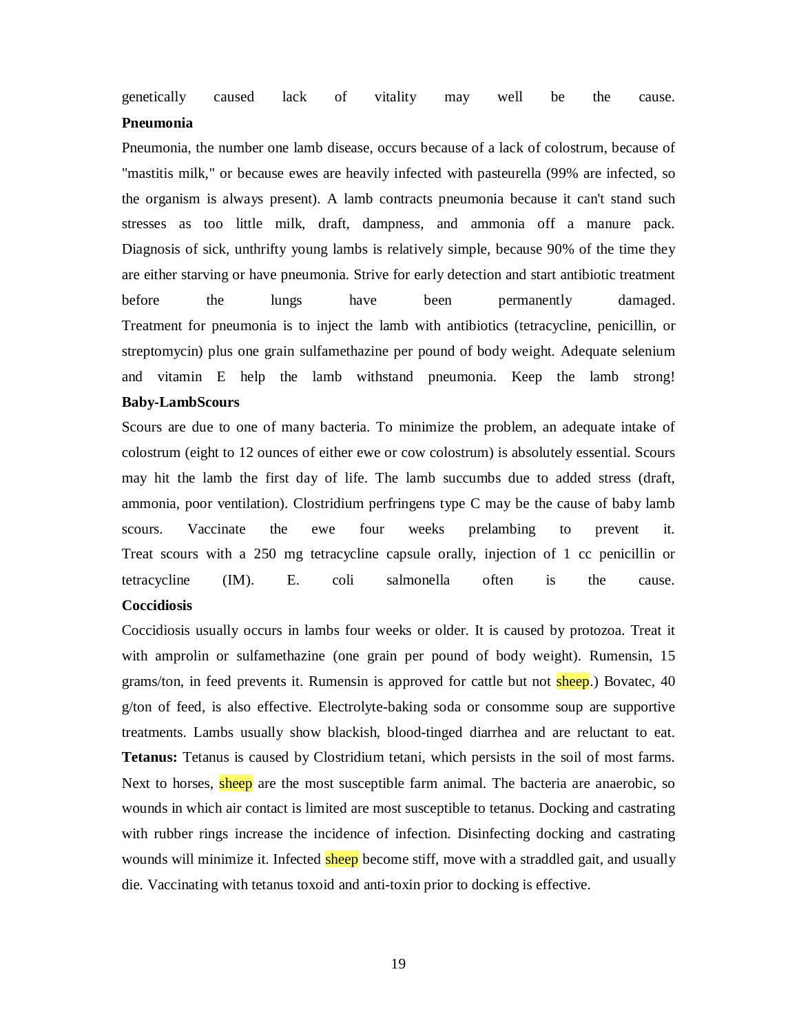genetically caused lack of vitality may well be the cause.

**Pneumonia**

Pneumonia, the number one lamb disease, occurs because of a lack of colostrum, because of "mastitis milk," or because ewes are heavily infected with pasteurella (99% are infected, so the organism is always present). A lamb contracts pneumonia because it can't stand such stresses as too little milk, draft, dampness, and ammonia off a manure pack. Diagnosis of sick, unthrifty young lambs is relatively simple, because 90% of the time they are either starving or have pneumonia. Strive for early detection and start antibiotic treatment before the lungs have been permanently damaged.

Treatment for pneumonia is to inject the lamb with antibiotics (tetracycline, penicillin, or streptomycin) plus one grain sulfamethazine per pound of body weight. Adequate selenium and vitamin E help the lamb withstand pneumonia. Keep the lamb strong!

**Baby-LambScours**

Scours are due to one of many bacteria. To minimize the problem, an adequate intake of colostrum (eight to 12 ounces of either ewe or cow colostrum) is absolutely essential. Scours may hit the lamb the first day of life. The lamb succumbs due to added stress (draft, ammonia, poor ventilation). Clostridium perfringens type C may be the cause of baby lamb scours. Vaccinate the ewe four weeks prelambing to prevent it.

Treat scours with a 250 mg tetracycline capsule orally, injection of 1 cc penicillin or tetracycline (IM). E. coli salmonella often is the cause.

**Coccidiosis**

Coccidiosis usually occurs in lambs four weeks or older. It is caused by protozoa. Treat it with amprolin or sulfamethazine (one grain per pound of body weight). Rumensin, 15 grams/ton, in feed prevents it. Rumensin is approved for cattle but not sheep.) Bovatec, 40 g/ton of feed, is also effective. Electrolyte-baking soda or consomme soup are supportive treatments. Lambs usually show blackish, blood-tinged diarrhea and are reluctant to eat.

**Tetanus:** Tetanus is caused by Clostridium tetani, which persists in the soil of most farms. Next to horses, sheep are the most susceptible farm animal. The bacteria are anaerobic, so wounds in which air contact is limited are most susceptible to tetanus. Docking and castrating with rubber rings increase the incidence of infection. Disinfecting docking and castrating wounds will minimize it. Infected sheep become stiff, move with a straddled gait, and usually die. Vaccinating with tetanus toxoid and anti-toxin prior to docking is effective.